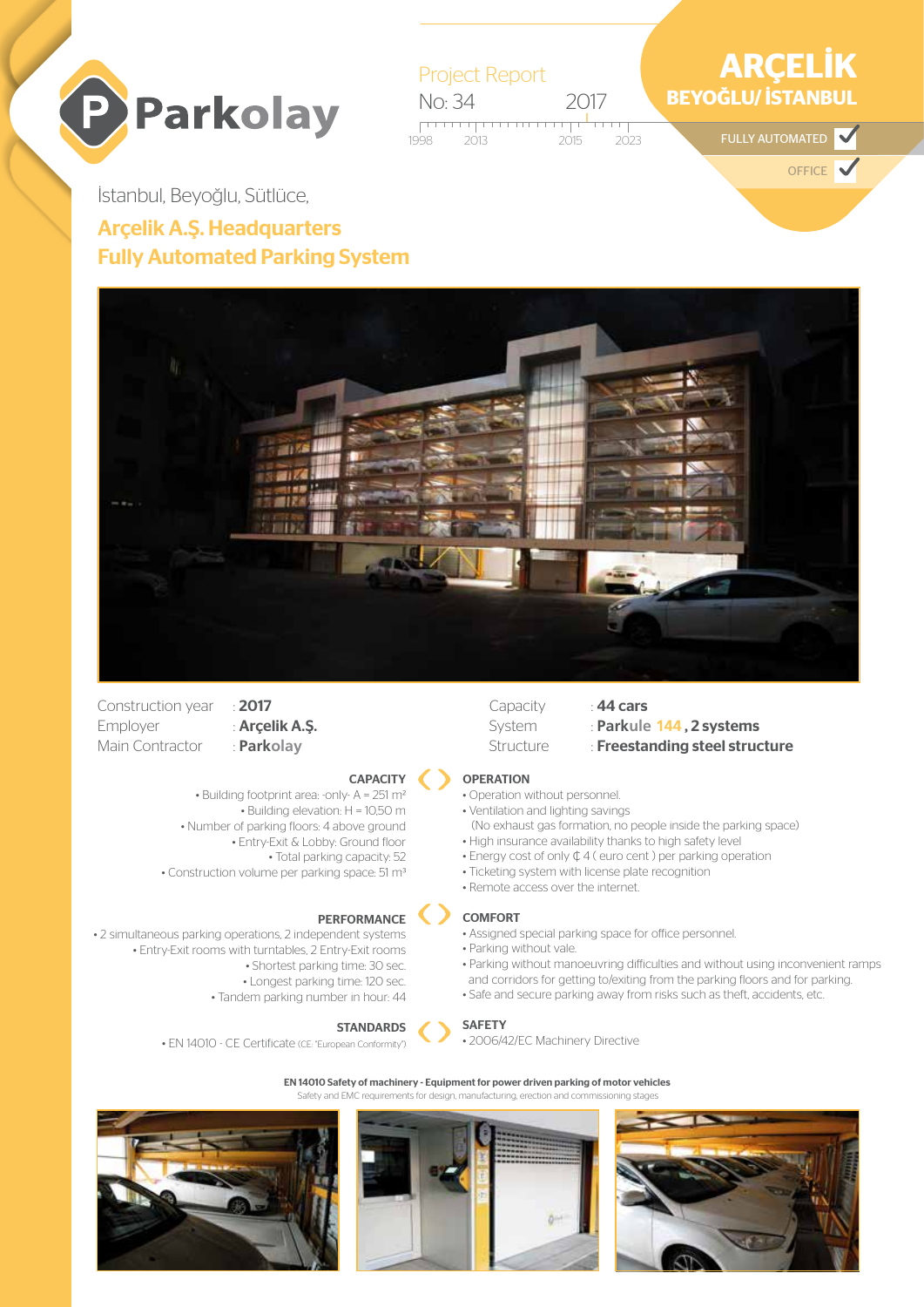Parkolay

Project Report
No: 34 2017

1998 2013 2015 2023

# ARÇELİK
## BEYOĞLU/ İSTANBUL

FULLY AUTOMATED ✓

OFFICE ✓

İstanbul, Beyoğlu, Sütlüce,

**Arçelik A.Ş. Headquarters**
**Fully Automated Parking System**

| | |
|---|---|
| Construction year | : **2017** |
| Employer | : **Arçelik A.Ş.** |
| Main Contractor | : **Parkolay** |
| Capacity | : **44 cars** |
| System | : **Parkule 144 , 2 systems** |
| Structure | : **Freestanding steel structure** |

### CAPACITY
- Building footprint area: -only- A = 251 m²
- Building elevation: H = 10,50 m
- Number of parking floors: 4 above ground
- Entry-Exit & Lobby: Ground floor
- Total parking capacity: 52
- Construction volume per parking space: 51 m³

### OPERATION
- Operation without personnel.
- Ventilation and lighting savings (No exhaust gas formation, no people inside the parking space)
- High insurance availability thanks to high safety level
- Energy cost of only ₵ 4 ( euro cent ) per parking operation
- Ticketing system with license plate recognition
- Remote access over the internet.

### PERFORMANCE
- 2 simultaneous parking operations, 2 independent systems
- Entry-Exit rooms with turntables, 2 Entry-Exit rooms
- Shortest parking time: 30 sec.
- Longest parking time: 120 sec.
- Tandem parking number in hour: 44

### COMFORT
- Assigned special parking space for office personnel.
- Parking without vale.
- Parking without manoeuvring difficulties and without using inconvenient ramps and corridors for getting to/exiting from the parking floors and for parking.
- Safe and secure parking away from risks such as theft, accidents, etc.

### STANDARDS
- EN 14010 - CE Certificate (CE: "European Conformity")

### SAFETY
- 2006/42/EC Machinery Directive

**EN 14010 Safety of machinery - Equipment for power driven parking of motor vehicles**
Safety and EMC requirements for design, manufacturing, erection and commissioning stages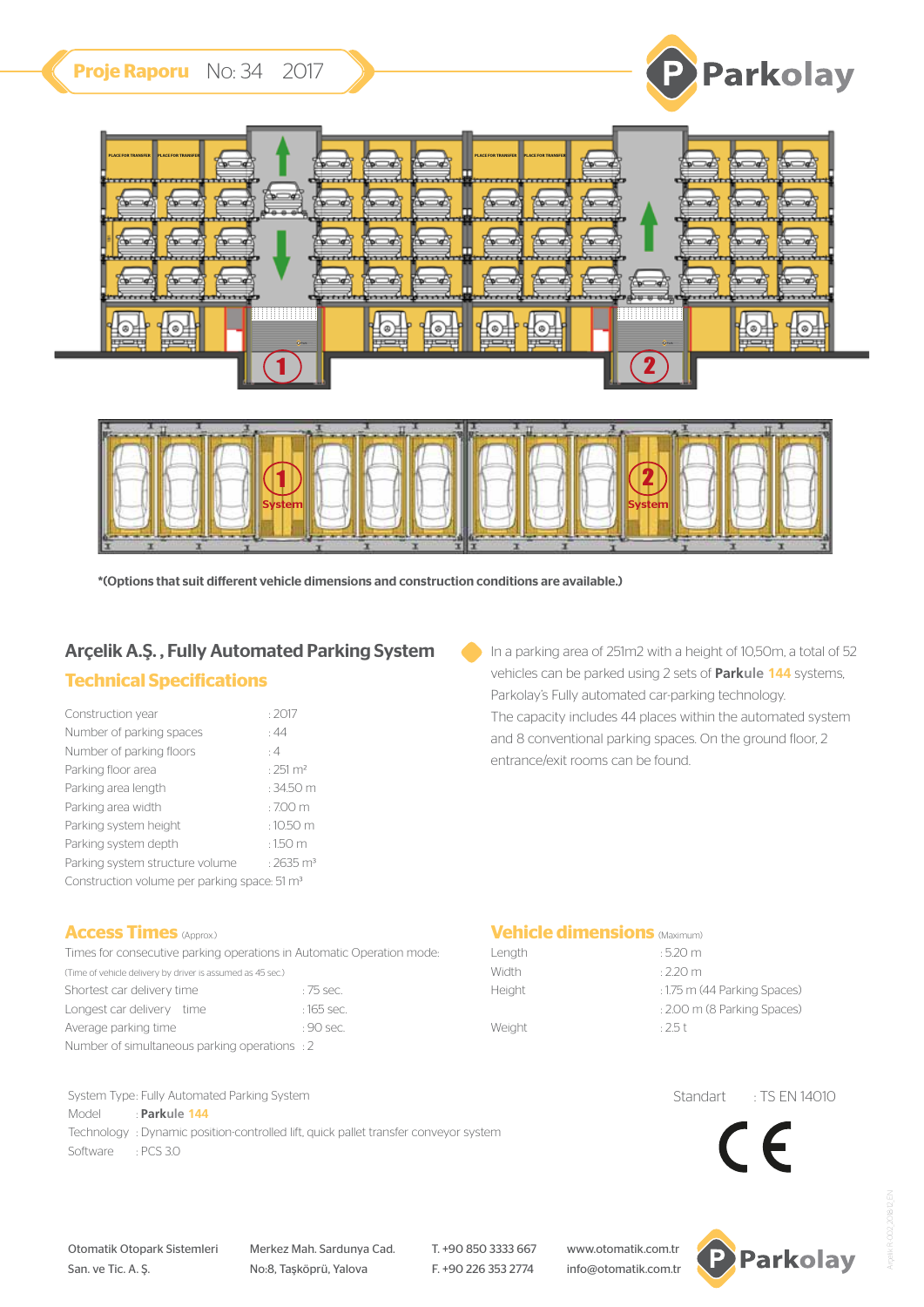Proje Raporu No: 34 2017

*(Options that suit different vehicle dimensions and construction conditions are available.)

## Arçelik A.Ş. , Fully Automated Parking System

### Technical Specifications

| | |
|---|---|
| Construction year | : 2017 |
| Number of parking spaces | : 44 |
| Number of parking floors | : 4 |
| Parking floor area | : 251 m² |
| Parking area length | : 34.50 m |
| Parking area width | : 7.00 m |
| Parking system height | : 10.50 m |
| Parking system depth | : 1.50 m |
| Parking system structure volume | : 2635 m³ |
| Construction volume per parking space | : 51 m³ |

In a parking area of 251m2 with a height of 10,50m, a total of 52 vehicles can be parked using 2 sets of **Parkule 144** systems, Parkolay's Fully automated car-parking technology. The capacity includes 44 places within the automated system and 8 conventional parking spaces. On the ground floor, 2 entrance/exit rooms can be found.

### Access Times (Approx.)

Times for consecutive parking operations in Automatic Operation mode:

(Time of vehicle delivery by driver is assumed as 45 sec.)

| | |
|---|---|
| Shortest car delivery time | : 75 sec. |
| Longest car delivery time | : 165 sec. |
| Average parking time | : 90 sec. |
| Number of simultaneous parking operations | : 2 |

### Vehicle dimensions (Maximum)

| | |
|---|---|
| Length | : 5.20 m |
| Width | : 2.20 m |
| Height | : 1.75 m (44 Parking Spaces) |
| | : 2.00 m (8 Parking Spaces) |
| Weight | : 2.5 t |

System Type: Fully Automated Parking System
Model : **Parkule 144**
Technology : Dynamic position-controlled lift, quick pallet transfer conveyor system
Software : PCS 3.0

Standart : TS EN 14010

CE

Otomatik Otopark Sistemleri San. ve Tic. A. Ş.
Merkez Mah. Sardunya Cad. No:8, Taşköprü, Yalova
T. +90 850 3333 667
F. +90 226 353 2774
www.otomatik.com.tr
info@otomatik.com.tr